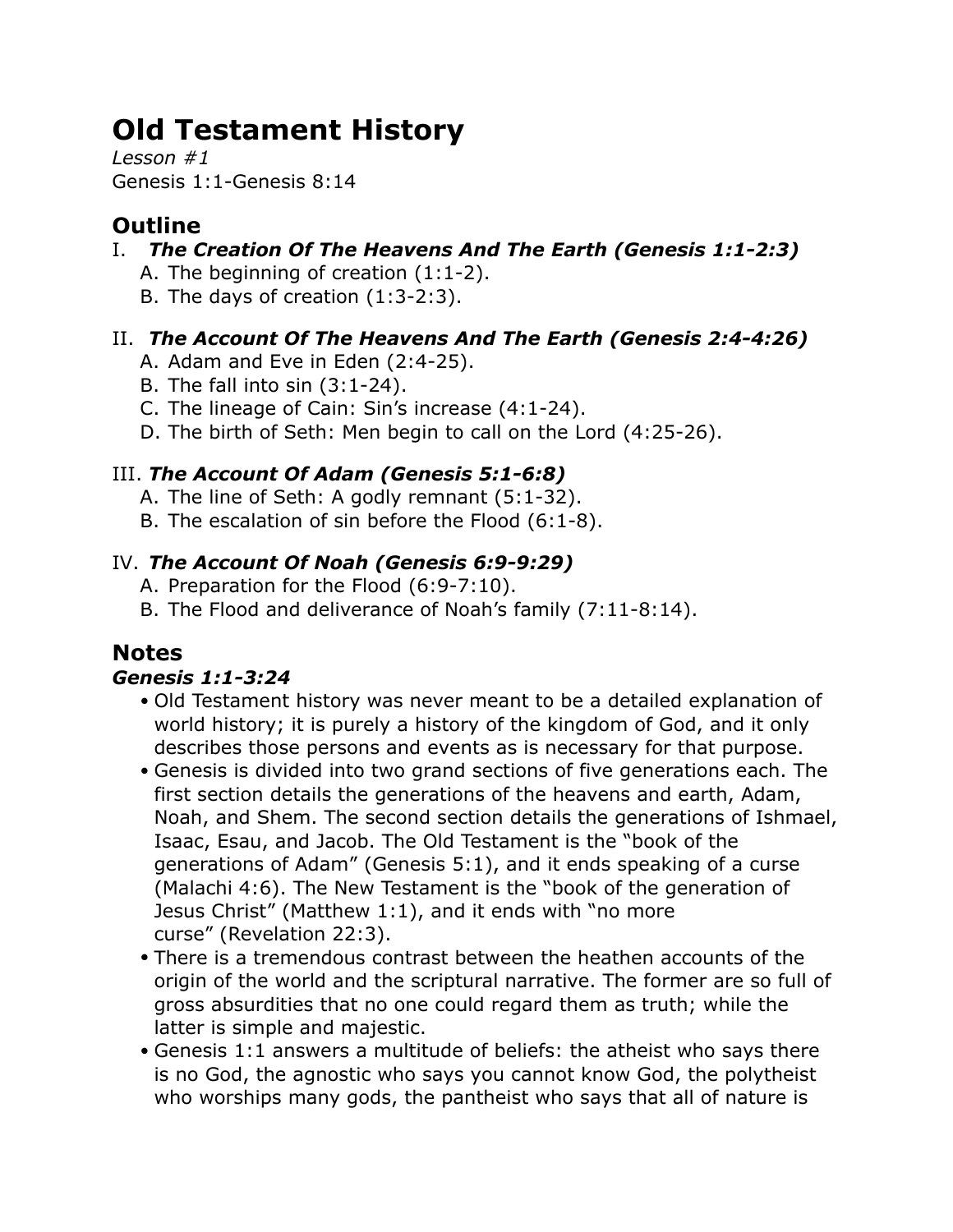# Old Testament History

*Lesson #1*
Genesis 1:1-Genesis 8:14

## Outline

I. ***The Creation Of The Heavens And The Earth (Genesis 1:1-2:3)***
   A. The beginning of creation (1:1-2).
   B. The days of creation (1:3-2:3).

II. ***The Account Of The Heavens And The Earth (Genesis 2:4-4:26)***
   A. Adam and Eve in Eden (2:4-25).
   B. The fall into sin (3:1-24).
   C. The lineage of Cain: Sin's increase (4:1-24).
   D. The birth of Seth: Men begin to call on the Lord (4:25-26).

III. ***The Account Of Adam (Genesis 5:1-6:8)***
   A. The line of Seth: A godly remnant (5:1-32).
   B. The escalation of sin before the Flood (6:1-8).

IV. ***The Account Of Noah (Genesis 6:9-9:29)***
   A. Preparation for the Flood (6:9-7:10).
   B. The Flood and deliverance of Noah's family (7:11-8:14).

## Notes

### *Genesis 1:1-3:24*

- Old Testament history was never meant to be a detailed explanation of world history; it is purely a history of the kingdom of God, and it only describes those persons and events as is necessary for that purpose.
- Genesis is divided into two grand sections of five generations each. The first section details the generations of the heavens and earth, Adam, Noah, and Shem. The second section details the generations of Ishmael, Isaac, Esau, and Jacob. The Old Testament is the "book of the generations of Adam" (Genesis 5:1), and it ends speaking of a curse (Malachi 4:6). The New Testament is the "book of the generation of Jesus Christ" (Matthew 1:1), and it ends with "no more curse" (Revelation 22:3).
- There is a tremendous contrast between the heathen accounts of the origin of the world and the scriptural narrative. The former are so full of gross absurdities that no one could regard them as truth; while the latter is simple and majestic.
- Genesis 1:1 answers a multitude of beliefs: the atheist who says there is no God, the agnostic who says you cannot know God, the polytheist who worships many gods, the pantheist who says that all of nature is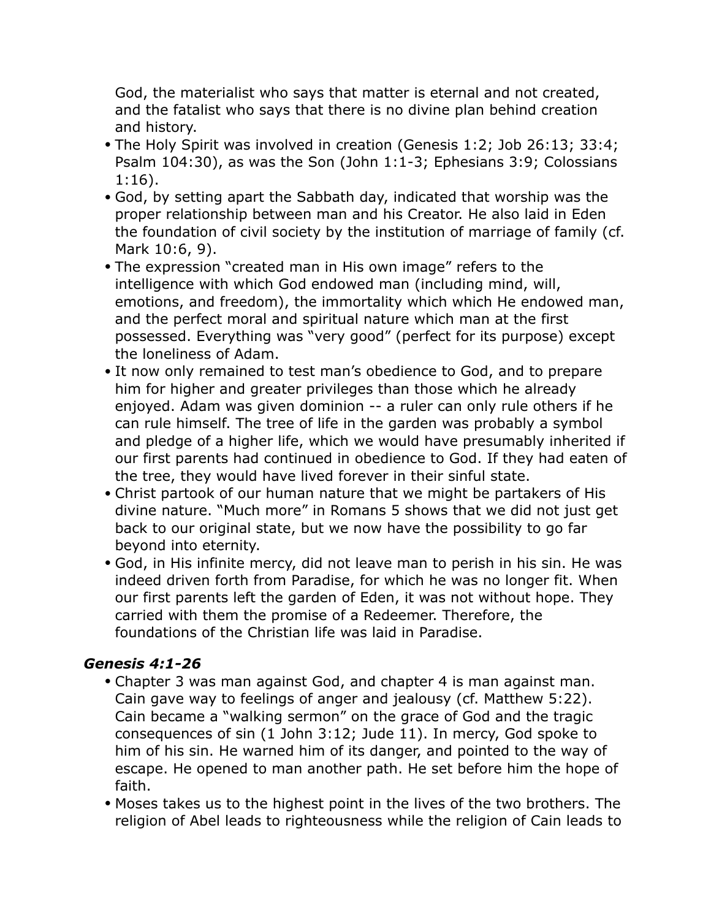God, the materialist who says that matter is eternal and not created, and the fatalist who says that there is no divine plan behind creation and history.

- The Holy Spirit was involved in creation (Genesis 1:2; Job 26:13; 33:4; Psalm 104:30), as was the Son (John 1:1-3; Ephesians 3:9; Colossians 1:16).
- God, by setting apart the Sabbath day, indicated that worship was the proper relationship between man and his Creator. He also laid in Eden the foundation of civil society by the institution of marriage of family (cf. Mark 10:6, 9).
- The expression "created man in His own image" refers to the intelligence with which God endowed man (including mind, will, emotions, and freedom), the immortality which which He endowed man, and the perfect moral and spiritual nature which man at the first possessed. Everything was "very good" (perfect for its purpose) except the loneliness of Adam.
- It now only remained to test man's obedience to God, and to prepare him for higher and greater privileges than those which he already enjoyed. Adam was given dominion -- a ruler can only rule others if he can rule himself. The tree of life in the garden was probably a symbol and pledge of a higher life, which we would have presumably inherited if our first parents had continued in obedience to God. If they had eaten of the tree, they would have lived forever in their sinful state.
- Christ partook of our human nature that we might be partakers of His divine nature. "Much more" in Romans 5 shows that we did not just get back to our original state, but we now have the possibility to go far beyond into eternity.
- God, in His infinite mercy, did not leave man to perish in his sin. He was indeed driven forth from Paradise, for which he was no longer fit. When our first parents left the garden of Eden, it was not without hope. They carried with them the promise of a Redeemer. Therefore, the foundations of the Christian life was laid in Paradise.

### *Genesis 4:1-26*

- Chapter 3 was man against God, and chapter 4 is man against man. Cain gave way to feelings of anger and jealousy (cf. Matthew 5:22). Cain became a "walking sermon" on the grace of God and the tragic consequences of sin (1 John 3:12; Jude 11). In mercy, God spoke to him of his sin. He warned him of its danger, and pointed to the way of escape. He opened to man another path. He set before him the hope of faith.
- Moses takes us to the highest point in the lives of the two brothers. The religion of Abel leads to righteousness while the religion of Cain leads to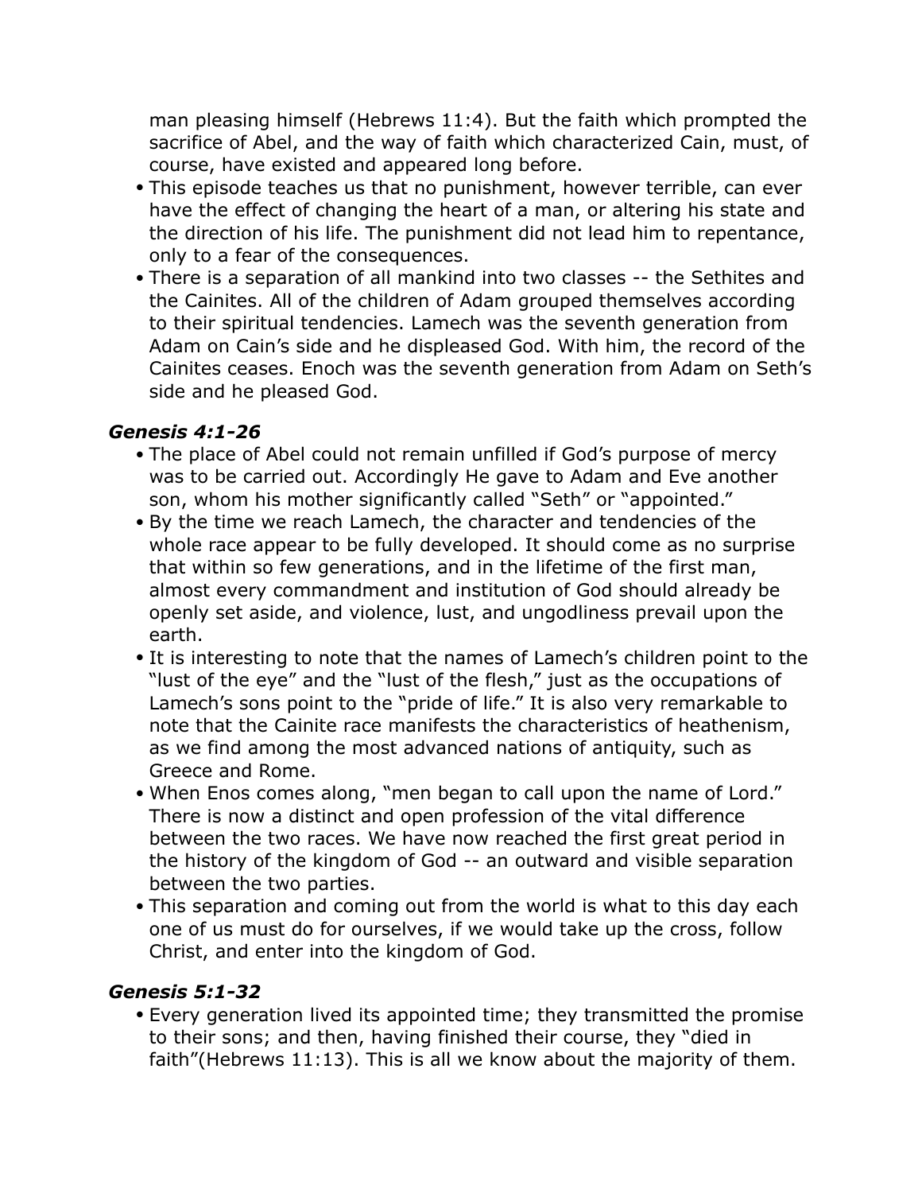man pleasing himself (Hebrews 11:4). But the faith which prompted the sacrifice of Abel, and the way of faith which characterized Cain, must, of course, have existed and appeared long before.

- This episode teaches us that no punishment, however terrible, can ever have the effect of changing the heart of a man, or altering his state and the direction of his life. The punishment did not lead him to repentance, only to a fear of the consequences.
- There is a separation of all mankind into two classes -- the Sethites and the Cainites. All of the children of Adam grouped themselves according to their spiritual tendencies. Lamech was the seventh generation from Adam on Cain's side and he displeased God. With him, the record of the Cainites ceases. Enoch was the seventh generation from Adam on Seth's side and he pleased God.

### *Genesis 4:1-26*

- The place of Abel could not remain unfilled if God's purpose of mercy was to be carried out. Accordingly He gave to Adam and Eve another son, whom his mother significantly called "Seth" or "appointed."
- By the time we reach Lamech, the character and tendencies of the whole race appear to be fully developed. It should come as no surprise that within so few generations, and in the lifetime of the first man, almost every commandment and institution of God should already be openly set aside, and violence, lust, and ungodliness prevail upon the earth.
- It is interesting to note that the names of Lamech's children point to the "lust of the eye" and the "lust of the flesh," just as the occupations of Lamech's sons point to the "pride of life." It is also very remarkable to note that the Cainite race manifests the characteristics of heathenism, as we find among the most advanced nations of antiquity, such as Greece and Rome.
- When Enos comes along, "men began to call upon the name of Lord." There is now a distinct and open profession of the vital difference between the two races. We have now reached the first great period in the history of the kingdom of God -- an outward and visible separation between the two parties.
- This separation and coming out from the world is what to this day each one of us must do for ourselves, if we would take up the cross, follow Christ, and enter into the kingdom of God.

### *Genesis 5:1-32*

- Every generation lived its appointed time; they transmitted the promise to their sons; and then, having finished their course, they "died in faith"(Hebrews 11:13). This is all we know about the majority of them.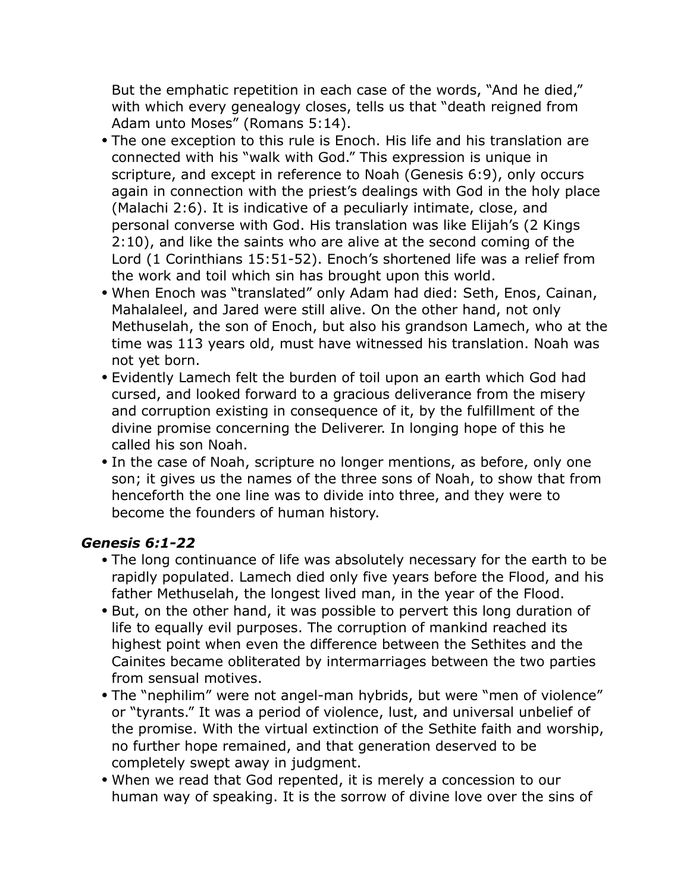But the emphatic repetition in each case of the words, "And he died," with which every genealogy closes, tells us that "death reigned from Adam unto Moses" (Romans 5:14).

- The one exception to this rule is Enoch. His life and his translation are connected with his "walk with God." This expression is unique in scripture, and except in reference to Noah (Genesis 6:9), only occurs again in connection with the priest's dealings with God in the holy place (Malachi 2:6). It is indicative of a peculiarly intimate, close, and personal converse with God. His translation was like Elijah's (2 Kings 2:10), and like the saints who are alive at the second coming of the Lord (1 Corinthians 15:51-52). Enoch's shortened life was a relief from the work and toil which sin has brought upon this world.
- When Enoch was "translated" only Adam had died: Seth, Enos, Cainan, Mahalaleel, and Jared were still alive. On the other hand, not only Methuselah, the son of Enoch, but also his grandson Lamech, who at the time was 113 years old, must have witnessed his translation. Noah was not yet born.
- Evidently Lamech felt the burden of toil upon an earth which God had cursed, and looked forward to a gracious deliverance from the misery and corruption existing in consequence of it, by the fulfillment of the divine promise concerning the Deliverer. In longing hope of this he called his son Noah.
- In the case of Noah, scripture no longer mentions, as before, only one son; it gives us the names of the three sons of Noah, to show that from henceforth the one line was to divide into three, and they were to become the founders of human history.

### *Genesis 6:1-22*

- The long continuance of life was absolutely necessary for the earth to be rapidly populated. Lamech died only five years before the Flood, and his father Methuselah, the longest lived man, in the year of the Flood.
- But, on the other hand, it was possible to pervert this long duration of life to equally evil purposes. The corruption of mankind reached its highest point when even the difference between the Sethites and the Cainites became obliterated by intermarriages between the two parties from sensual motives.
- The "nephilim" were not angel-man hybrids, but were "men of violence" or "tyrants." It was a period of violence, lust, and universal unbelief of the promise. With the virtual extinction of the Sethite faith and worship, no further hope remained, and that generation deserved to be completely swept away in judgment.
- When we read that God repented, it is merely a concession to our human way of speaking. It is the sorrow of divine love over the sins of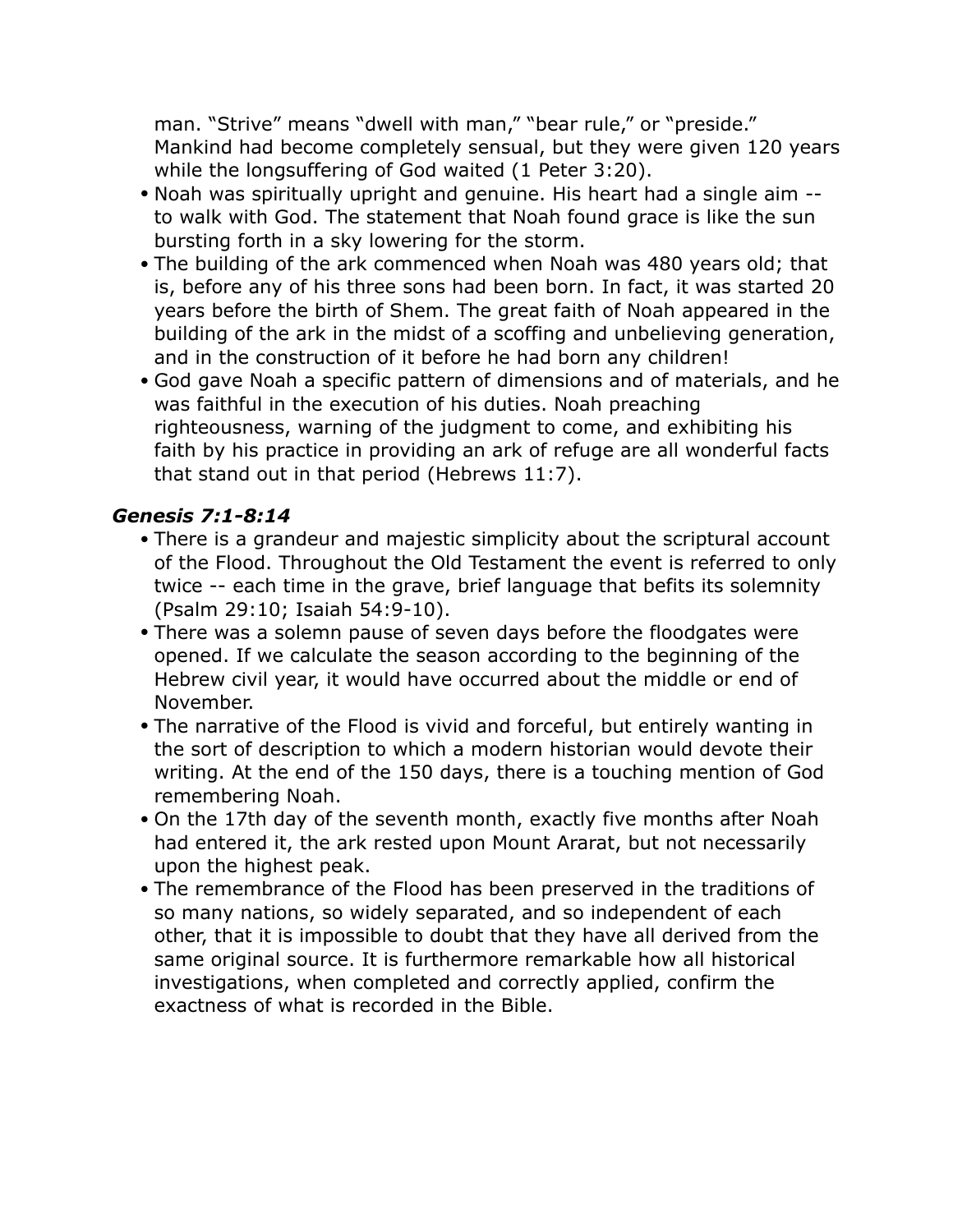man. “Strive” means “dwell with man,” “bear rule,” or “preside.” Mankind had become completely sensual, but they were given 120 years while the longsuffering of God waited (1 Peter 3:20).

- Noah was spiritually upright and genuine. His heart had a single aim -- to walk with God. The statement that Noah found grace is like the sun bursting forth in a sky lowering for the storm.
- The building of the ark commenced when Noah was 480 years old; that is, before any of his three sons had been born. In fact, it was started 20 years before the birth of Shem. The great faith of Noah appeared in the building of the ark in the midst of a scoffing and unbelieving generation, and in the construction of it before he had born any children!
- God gave Noah a specific pattern of dimensions and of materials, and he was faithful in the execution of his duties. Noah preaching righteousness, warning of the judgment to come, and exhibiting his faith by his practice in providing an ark of refuge are all wonderful facts that stand out in that period (Hebrews 11:7).

### *Genesis 7:1-8:14*

- There is a grandeur and majestic simplicity about the scriptural account of the Flood. Throughout the Old Testament the event is referred to only twice -- each time in the grave, brief language that befits its solemnity (Psalm 29:10; Isaiah 54:9-10).
- There was a solemn pause of seven days before the floodgates were opened. If we calculate the season according to the beginning of the Hebrew civil year, it would have occurred about the middle or end of November.
- The narrative of the Flood is vivid and forceful, but entirely wanting in the sort of description to which a modern historian would devote their writing. At the end of the 150 days, there is a touching mention of God remembering Noah.
- On the 17th day of the seventh month, exactly five months after Noah had entered it, the ark rested upon Mount Ararat, but not necessarily upon the highest peak.
- The remembrance of the Flood has been preserved in the traditions of so many nations, so widely separated, and so independent of each other, that it is impossible to doubt that they have all derived from the same original source. It is furthermore remarkable how all historical investigations, when completed and correctly applied, confirm the exactness of what is recorded in the Bible.